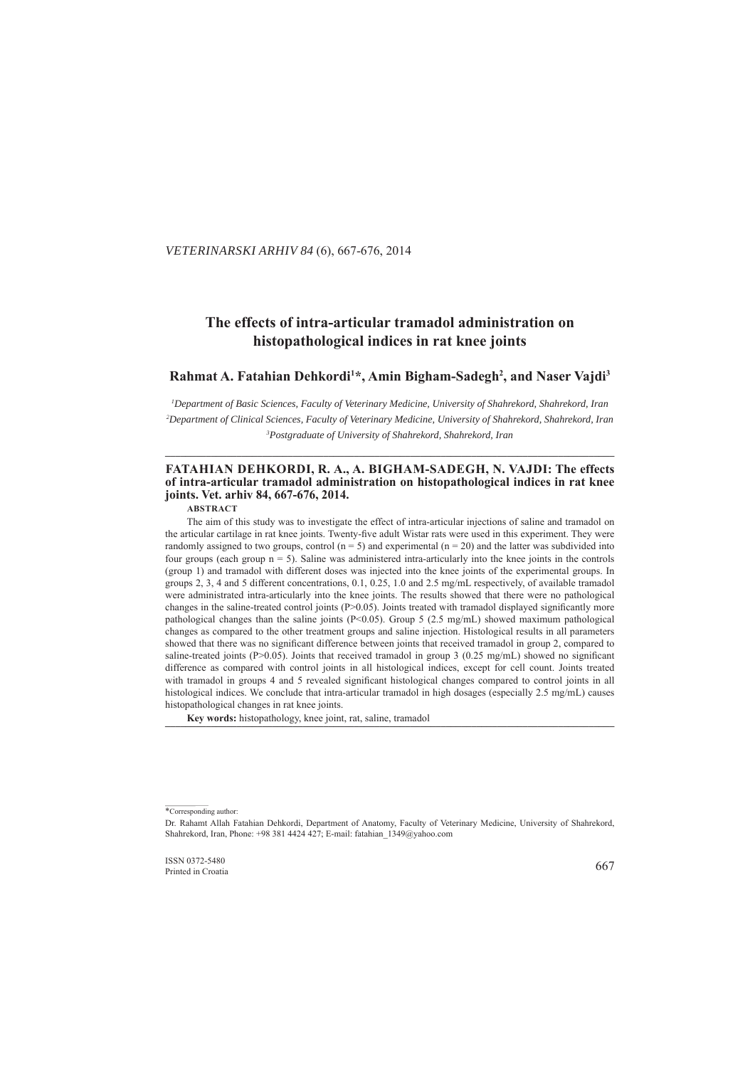# The effects of intra-articular tramadol administration on histopathological indices in rat knee joints

**Rahmat A. Fatahian Dehkordi[1]*, Amin Bigham-Sadegh[2], and Naser Vajdi[3]**

[1] *Department of Basic Sciences, Faculty of Veterinary Medicine, University of Shahrekord, Shahrekord, Iran*
[2] *Department of Clinical Sciences, Faculty of Veterinary Medicine, University of Shahrekord, Shahrekord, Iran*
[3] *Postgraduate of University of Shahrekord, Shahrekord, Iran*

---

**FATAHIAN DEHKORDI, R. A., A. BIGHAM-SADEGH, N. VAJDI: The effects of intra-articular tramadol administration on histopathological indices in rat knee joints. Vet. arhiv 84, 667-676, 2014.**

**ABSTRACT**

The aim of this study was to investigate the effect of intra-articular injections of saline and tramadol on the articular cartilage in rat knee joints. Twenty-five adult Wistar rats were used in this experiment. They were randomly assigned to two groups, control (n = 5) and experimental (n = 20) and the latter was subdivided into four groups (each group n = 5). Saline was administered intra-articularly into the knee joints in the controls (group 1) and tramadol with different doses was injected into the knee joints of the experimental groups. In groups 2, 3, 4 and 5 different concentrations, 0.1, 0.25, 1.0 and 2.5 mg/mL respectively, of available tramadol were administrated intra-articularly into the knee joints. The results showed that there were no pathological changes in the saline-treated control joints (P>0.05). Joints treated with tramadol displayed significantly more pathological changes than the saline joints (P<0.05). Group 5 (2.5 mg/mL) showed maximum pathological changes as compared to the other treatment groups and saline injection. Histological results in all parameters showed that there was no significant difference between joints that received tramadol in group 2, compared to saline-treated joints (P>0.05). Joints that received tramadol in group 3 (0.25 mg/mL) showed no significant difference as compared with control joints in all histological indices, except for cell count. Joints treated with tramadol in groups 4 and 5 revealed significant histological changes compared to control joints in all histological indices. We conclude that intra-articular tramadol in high dosages (especially 2.5 mg/mL) causes histopathological changes in rat knee joints.

**Key words:** histopathology, knee joint, rat, saline, tramadol

---

*Corresponding author:

Dr. Rahamt Allah Fatahian Dehkordi, Department of Anatomy, Faculty of Veterinary Medicine, University of Shahrekord, Shahrekord, Iran, Phone: +98 381 4424 427; E-mail: fatahian_1349@yahoo.com

ISSN 0372-5480
Printed in Croatia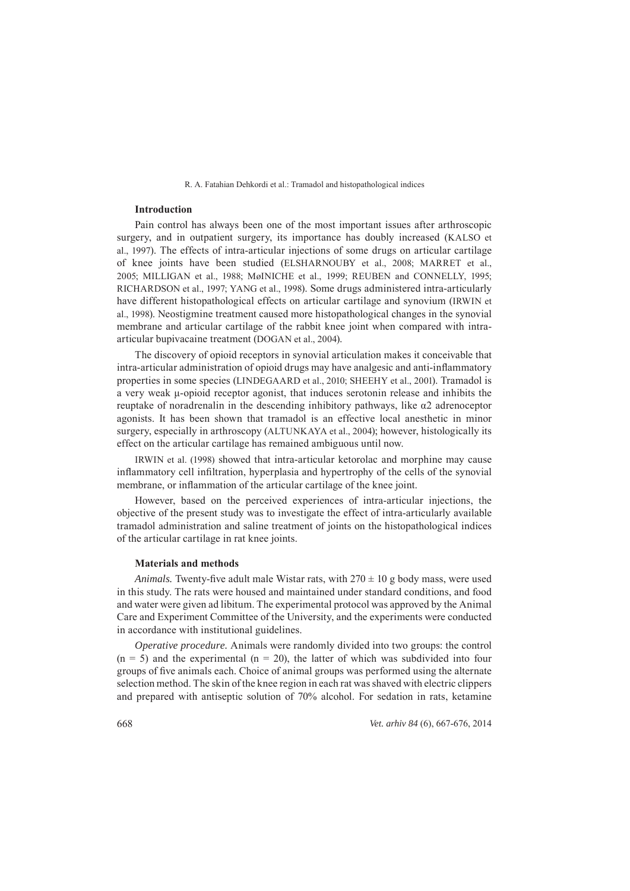## Introduction

Pain control has always been one of the most important issues after arthroscopic surgery, and in outpatient surgery, its importance has doubly increased (KALSO et al., 1997). The effects of intra-articular injections of some drugs on articular cartilage of knee joints have been studied (ELSHARNOUBY et al., 2008; MARRET et al., 2005; MILLIGAN et al., 1988; MøINICHE et al., 1999; REUBEN and CONNELLY, 1995; RICHARDSON et al., 1997; YANG et al., 1998). Some drugs administered intra-articularly have different histopathological effects on articular cartilage and synovium (IRWIN et al., 1998). Neostigmine treatment caused more histopathological changes in the synovial membrane and articular cartilage of the rabbit knee joint when compared with intra-articular bupivacaine treatment (DOGAN et al., 2004).

The discovery of opioid receptors in synovial articulation makes it conceivable that intra-articular administration of opioid drugs may have analgesic and anti-inflammatory properties in some species (LINDEGAARD et al., 2010; SHEEHY et al., 2001). Tramadol is a very weak μ-opioid receptor agonist, that induces serotonin release and inhibits the reuptake of noradrenalin in the descending inhibitory pathways, like $\alpha 2$ adrenoceptor agonists. It has been shown that tramadol is an effective local anesthetic in minor surgery, especially in arthroscopy (ALTUNKAYA et al., 2004); however, histologically its effect on the articular cartilage has remained ambiguous until now.

IRWIN et al. (1998) showed that intra-articular ketorolac and morphine may cause inflammatory cell infiltration, hyperplasia and hypertrophy of the cells of the synovial membrane, or inflammation of the articular cartilage of the knee joint.

However, based on the perceived experiences of intra-articular injections, the objective of the present study was to investigate the effect of intra-articularly available tramadol administration and saline treatment of joints on the histopathological indices of the articular cartilage in rat knee joints.

## Materials and methods

*Animals.* Twenty-five adult male Wistar rats, with $270 \pm 10$ g body mass, were used in this study. The rats were housed and maintained under standard conditions, and food and water were given ad libitum. The experimental protocol was approved by the Animal Care and Experiment Committee of the University, and the experiments were conducted in accordance with institutional guidelines.

*Operative procedure.* Animals were randomly divided into two groups: the control ($n = 5$) and the experimental ($n = 20$), the latter of which was subdivided into four groups of five animals each. Choice of animal groups was performed using the alternate selection method. The skin of the knee region in each rat was shaved with electric clippers and prepared with antiseptic solution of 70% alcohol. For sedation in rats, ketamine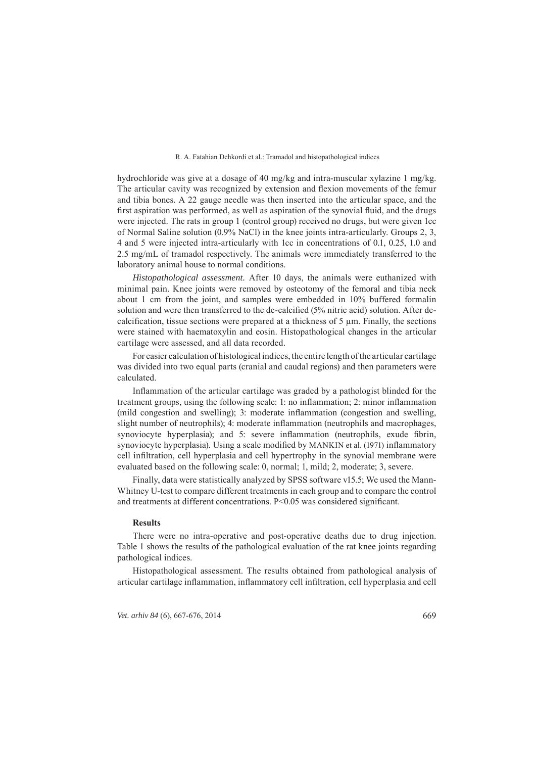hydrochloride was give at a dosage of 40 mg/kg and intra-muscular xylazine 1 mg/kg. The articular cavity was recognized by extension and flexion movements of the femur and tibia bones. A 22 gauge needle was then inserted into the articular space, and the first aspiration was performed, as well as aspiration of the synovial fluid, and the drugs were injected. The rats in group 1 (control group) received no drugs, but were given 1cc of Normal Saline solution (0.9% NaCl) in the knee joints intra-articularly. Groups 2, 3, 4 and 5 were injected intra-articularly with 1cc in concentrations of 0.1, 0.25, 1.0 and 2.5 mg/mL of tramadol respectively. The animals were immediately transferred to the laboratory animal house to normal conditions.

*Histopathological assessment.* After 10 days, the animals were euthanized with minimal pain. Knee joints were removed by osteotomy of the femoral and tibia neck about 1 cm from the joint, and samples were embedded in 10% buffered formalin solution and were then transferred to the de-calcified (5% nitric acid) solution. After de-calcification, tissue sections were prepared at a thickness of 5 µm. Finally, the sections were stained with haematoxylin and eosin. Histopathological changes in the articular cartilage were assessed, and all data recorded.

For easier calculation of histological indices, the entire length of the articular cartilage was divided into two equal parts (cranial and caudal regions) and then parameters were calculated.

Inflammation of the articular cartilage was graded by a pathologist blinded for the treatment groups, using the following scale: 1: no inflammation; 2: minor inflammation (mild congestion and swelling); 3: moderate inflammation (congestion and swelling, slight number of neutrophils); 4: moderate inflammation (neutrophils and macrophages, synoviocyte hyperplasia); and 5: severe inflammation (neutrophils, exude fibrin, synoviocyte hyperplasia). Using a scale modified by MANKIN et al. (1971) inflammatory cell infiltration, cell hyperplasia and cell hypertrophy in the synovial membrane were evaluated based on the following scale: 0, normal; 1, mild; 2, moderate; 3, severe.

Finally, data were statistically analyzed by SPSS software v15.5; We used the Mann-Whitney U-test to compare different treatments in each group and to compare the control and treatments at different concentrations. $P<0.05$ was considered significant.

## Results

There were no intra-operative and post-operative deaths due to drug injection. Table 1 shows the results of the pathological evaluation of the rat knee joints regarding pathological indices.

Histopathological assessment. The results obtained from pathological analysis of articular cartilage inflammation, inflammatory cell infiltration, cell hyperplasia and cell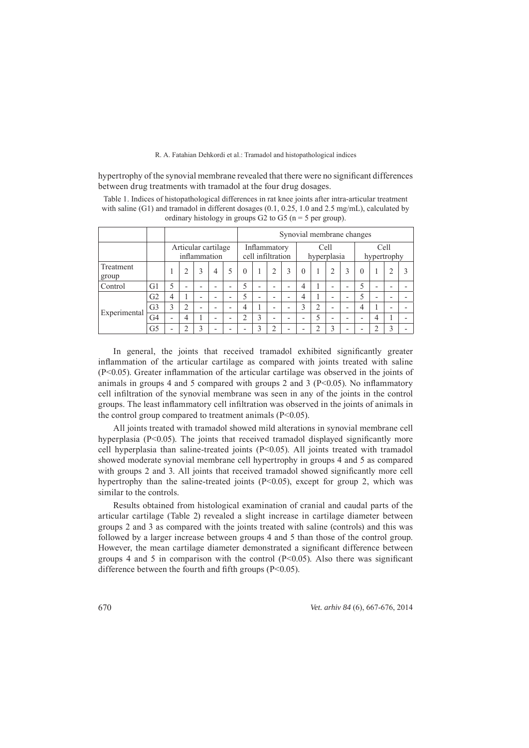hypertrophy of the synovial membrane revealed that there were no significant differences between drug treatments with tramadol at the four drug dosages.

Table 1. Indices of histopathological differences in rat knee joints after intra-articular treatment with saline (G1) and tramadol in different dosages (0.1, 0.25, 1.0 and 2.5 mg/mL), calculated by ordinary histology in groups G2 to G5 (n = 5 per group).

| | | | | | | | Synovial membrane changes | | | | | | | | | | | |
|---|---|---|---|---|---|---|---|---|---|---|---|---|---|---|---|---|---|---|
| | | Articular cartilage inflammation | | | | | Inflammatory cell infiltration | | | | Cell hyperplasia | | | | Cell hypertrophy | | | |
| Treatment group | | 1 | 2 | 3 | 4 | 5 | 0 | 1 | 2 | 3 | 0 | 1 | 2 | 3 | 0 | 1 | 2 | 3 |
| Control | G1 | 5 | - | - | - | - | 5 | - | - | - | 4 | 1 | - | - | 5 | - | - | - |
| Experimental | G2 | 4 | 1 | - | - | - | 5 | - | - | - | 4 | 1 | - | - | 5 | - | - | - |
| | G3 | 3 | 2 | - | - | - | 4 | 1 | - | - | 3 | 2 | - | - | 4 | 1 | - | - |
| | G4 | - | 4 | 1 | - | - | 2 | 3 | - | - | - | 5 | - | - | - | 4 | 1 | - |
| | G5 | - | 2 | 3 | - | - | - | 3 | 2 | - | - | 2 | 3 | - | - | 2 | 3 | - |

In general, the joints that received tramadol exhibited significantly greater inflammation of the articular cartilage as compared with joints treated with saline ($P<0.05$). Greater inflammation of the articular cartilage was observed in the joints of animals in groups 4 and 5 compared with groups 2 and 3 ($P<0.05$). No inflammatory cell infiltration of the synovial membrane was seen in any of the joints in the control groups. The least inflammatory cell infiltration was observed in the joints of animals in the control group compared to treatment animals ($P<0.05$).

All joints treated with tramadol showed mild alterations in synovial membrane cell hyperplasia ($P<0.05$). The joints that received tramadol displayed significantly more cell hyperplasia than saline-treated joints ($P<0.05$). All joints treated with tramadol showed moderate synovial membrane cell hypertrophy in groups 4 and 5 as compared with groups 2 and 3. All joints that received tramadol showed significantly more cell hypertrophy than the saline-treated joints ($P<0.05$), except for group 2, which was similar to the controls.

Results obtained from histological examination of cranial and caudal parts of the articular cartilage (Table 2) revealed a slight increase in cartilage diameter between groups 2 and 3 as compared with the joints treated with saline (controls) and this was followed by a larger increase between groups 4 and 5 than those of the control group. However, the mean cartilage diameter demonstrated a significant difference between groups 4 and 5 in comparison with the control ($P<0.05$). Also there was significant difference between the fourth and fifth groups ($P<0.05$).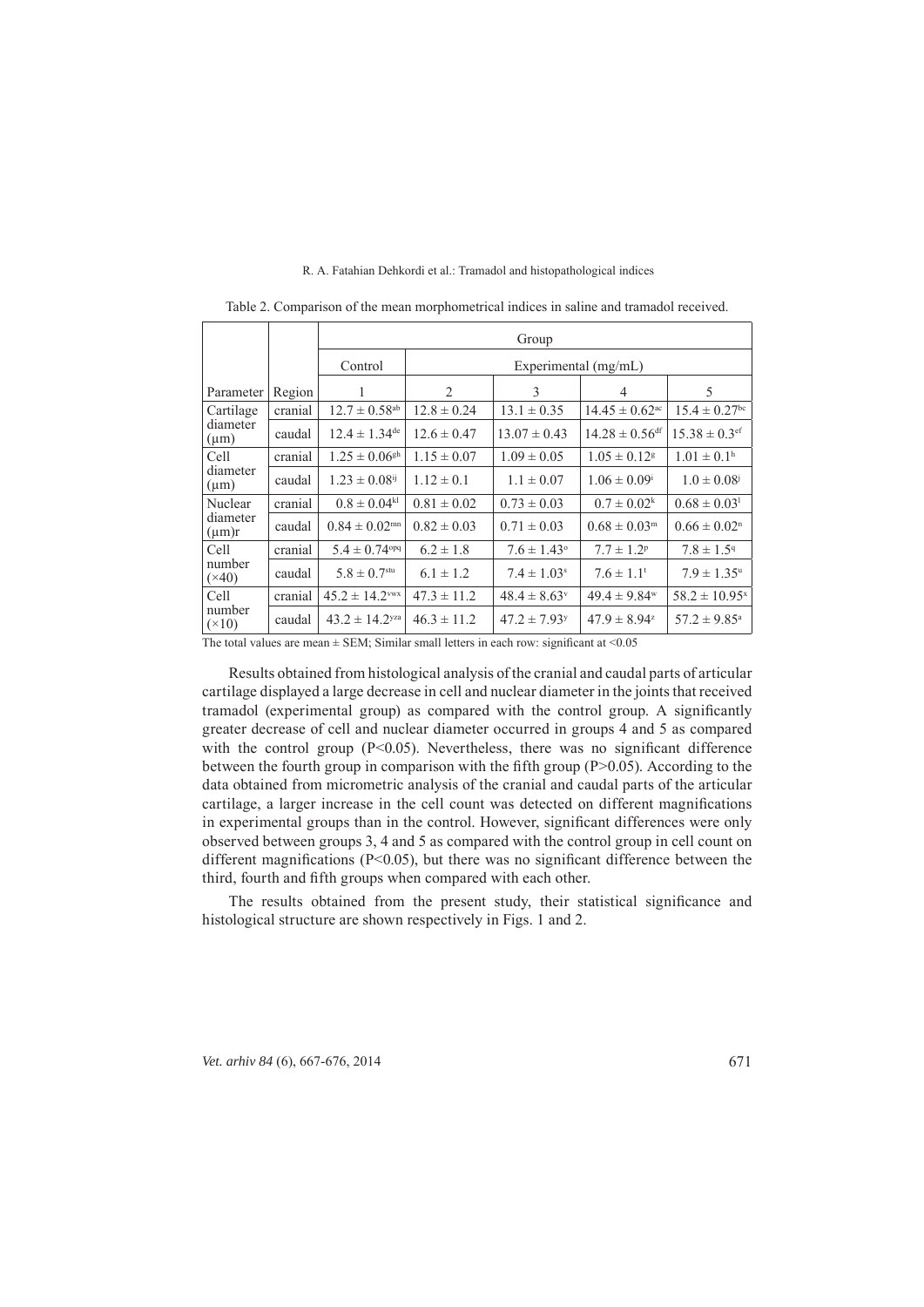Table 2. Comparison of the mean morphometrical indices in saline and tramadol received.

| Parameter | Region | Group | | | | |
|---|---|---|---|---|---|---|
| | | Control | Experimental (mg/mL) | | | |
| | | 1 | 2 | 3 | 4 | 5 |
| Cartilage diameter (μm) | cranial | $12.7 \pm 0.58^{ab}$ | $12.8 \pm 0.24$ | $13.1 \pm 0.35$ | $14.45 \pm 0.62^{ac}$ | $15.4 \pm 0.27^{bc}$ |
| | caudal | $12.4 \pm 1.34^{de}$ | $12.6 \pm 0.47$ | $13.07 \pm 0.43$ | $14.28 \pm 0.56^{df}$ | $15.38 \pm 0.3^{ef}$ |
| Cell diameter (μm) | cranial | $1.25 \pm 0.06^{gh}$ | $1.15 \pm 0.07$ | $1.09 \pm 0.05$ | $1.05 \pm 0.12^{g}$ | $1.01 \pm 0.1^{h}$ |
| | caudal | $1.23 \pm 0.08^{ij}$ | $1.12 \pm 0.1$ | $1.1 \pm 0.07$ | $1.06 \pm 0.09^{i}$ | $1.0 \pm 0.08^{j}$ |
| Nuclear diameter (μm)r | cranial | $0.8 \pm 0.04^{kl}$ | $0.81 \pm 0.02$ | $0.73 \pm 0.03$ | $0.7 \pm 0.02^{k}$ | $0.68 \pm 0.03^{l}$ |
| | caudal | $0.84 \pm 0.02^{mn}$ | $0.82 \pm 0.03$ | $0.71 \pm 0.03$ | $0.68 \pm 0.03^{m}$ | $0.66 \pm 0.02^{n}$ |
| Cell number (×40) | cranial | $5.4 \pm 0.74^{opq}$ | $6.2 \pm 1.8$ | $7.6 \pm 1.43^{o}$ | $7.7 \pm 1.2^{p}$ | $7.8 \pm 1.5^{q}$ |
| | caudal | $5.8 \pm 0.7^{stu}$ | $6.1 \pm 1.2$ | $7.4 \pm 1.03^{s}$ | $7.6 \pm 1.1^{t}$ | $7.9 \pm 1.35^{u}$ |
| Cell number (×10) | cranial | $45.2 \pm 14.2^{vwx}$ | $47.3 \pm 11.2$ | $48.4 \pm 8.63^{v}$ | $49.4 \pm 9.84^{w}$ | $58.2 \pm 10.95^{x}$ |
| | caudal | $43.2 \pm 14.2^{yza}$ | $46.3 \pm 11.2$ | $47.2 \pm 7.93^{y}$ | $47.9 \pm 8.94^{z}$ | $57.2 \pm 9.85^{a}$ |

The total values are mean ± SEM; Similar small letters in each row: significant at <0.05

Results obtained from histological analysis of the cranial and caudal parts of articular cartilage displayed a large decrease in cell and nuclear diameter in the joints that received tramadol (experimental group) as compared with the control group. A significantly greater decrease of cell and nuclear diameter occurred in groups 4 and 5 as compared with the control group ($P<0.05$). Nevertheless, there was no significant difference between the fourth group in comparison with the fifth group ($P>0.05$). According to the data obtained from micrometric analysis of the cranial and caudal parts of the articular cartilage, a larger increase in the cell count was detected on different magnifications in experimental groups than in the control. However, significant differences were only observed between groups 3, 4 and 5 as compared with the control group in cell count on different magnifications ($P<0.05$), but there was no significant difference between the third, fourth and fifth groups when compared with each other.

The results obtained from the present study, their statistical significance and histological structure are shown respectively in Figs. 1 and 2.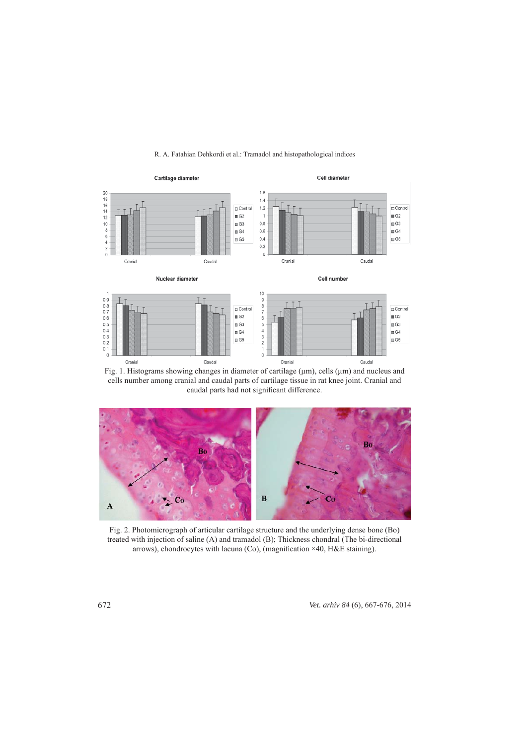Fig. 1. Histograms showing changes in diameter of cartilage (μm), cells (μm) and nucleus and cells number among cranial and caudal parts of cartilage tissue in rat knee joint. Cranial and caudal parts had not significant difference.

Fig. 2. Photomicrograph of articular cartilage structure and the underlying dense bone (Bo) treated with injection of saline (A) and tramadol (B); Thickness chondral (The bi-directional arrows), chondrocytes with lacuna (Co), (magnification ×40, H&E staining).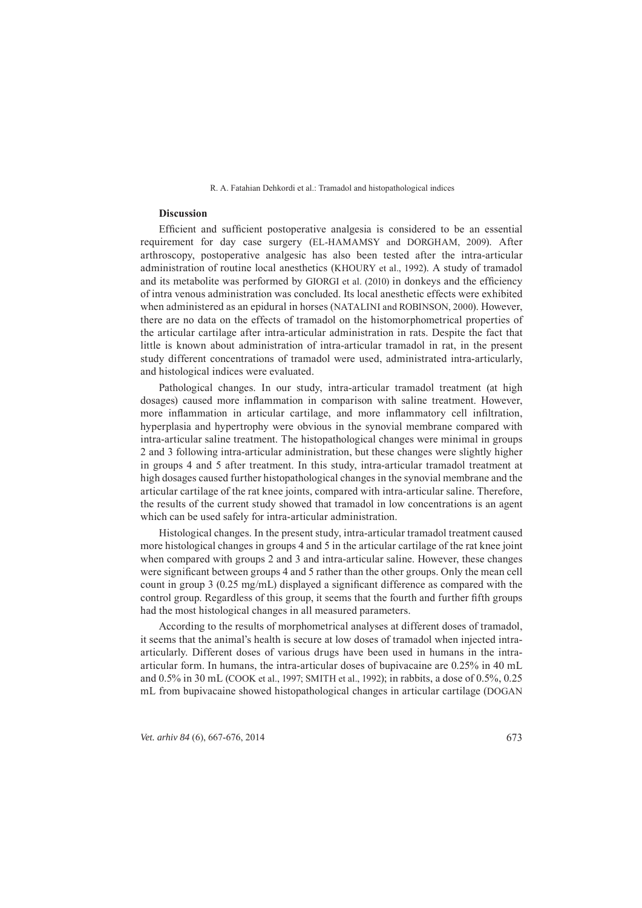## Discussion

Efficient and sufficient postoperative analgesia is considered to be an essential requirement for day case surgery (EL-HAMAMSY and DORGHAM, 2009). After arthroscopy, postoperative analgesic has also been tested after the intra-articular administration of routine local anesthetics (KHOURY et al., 1992). A study of tramadol and its metabolite was performed by GIORGI et al. (2010) in donkeys and the efficiency of intra venous administration was concluded. Its local anesthetic effects were exhibited when administered as an epidural in horses (NATALINI and ROBINSON, 2000). However, there are no data on the effects of tramadol on the histomorphometrical properties of the articular cartilage after intra-articular administration in rats. Despite the fact that little is known about administration of intra-articular tramadol in rat, in the present study different concentrations of tramadol were used, administrated intra-articularly, and histological indices were evaluated.

Pathological changes. In our study, intra-articular tramadol treatment (at high dosages) caused more inflammation in comparison with saline treatment. However, more inflammation in articular cartilage, and more inflammatory cell infiltration, hyperplasia and hypertrophy were obvious in the synovial membrane compared with intra-articular saline treatment. The histopathological changes were minimal in groups 2 and 3 following intra-articular administration, but these changes were slightly higher in groups 4 and 5 after treatment. In this study, intra-articular tramadol treatment at high dosages caused further histopathological changes in the synovial membrane and the articular cartilage of the rat knee joints, compared with intra-articular saline. Therefore, the results of the current study showed that tramadol in low concentrations is an agent which can be used safely for intra-articular administration.

Histological changes. In the present study, intra-articular tramadol treatment caused more histological changes in groups 4 and 5 in the articular cartilage of the rat knee joint when compared with groups 2 and 3 and intra-articular saline. However, these changes were significant between groups 4 and 5 rather than the other groups. Only the mean cell count in group 3 (0.25 mg/mL) displayed a significant difference as compared with the control group. Regardless of this group, it seems that the fourth and further fifth groups had the most histological changes in all measured parameters.

According to the results of morphometrical analyses at different doses of tramadol, it seems that the animal's health is secure at low doses of tramadol when injected intra-articularly. Different doses of various drugs have been used in humans in the intra-articular form. In humans, the intra-articular doses of bupivacaine are 0.25% in 40 mL and 0.5% in 30 mL (COOK et al., 1997; SMITH et al., 1992); in rabbits, a dose of 0.5%, 0.25 mL from bupivacaine showed histopathological changes in articular cartilage (DOGAN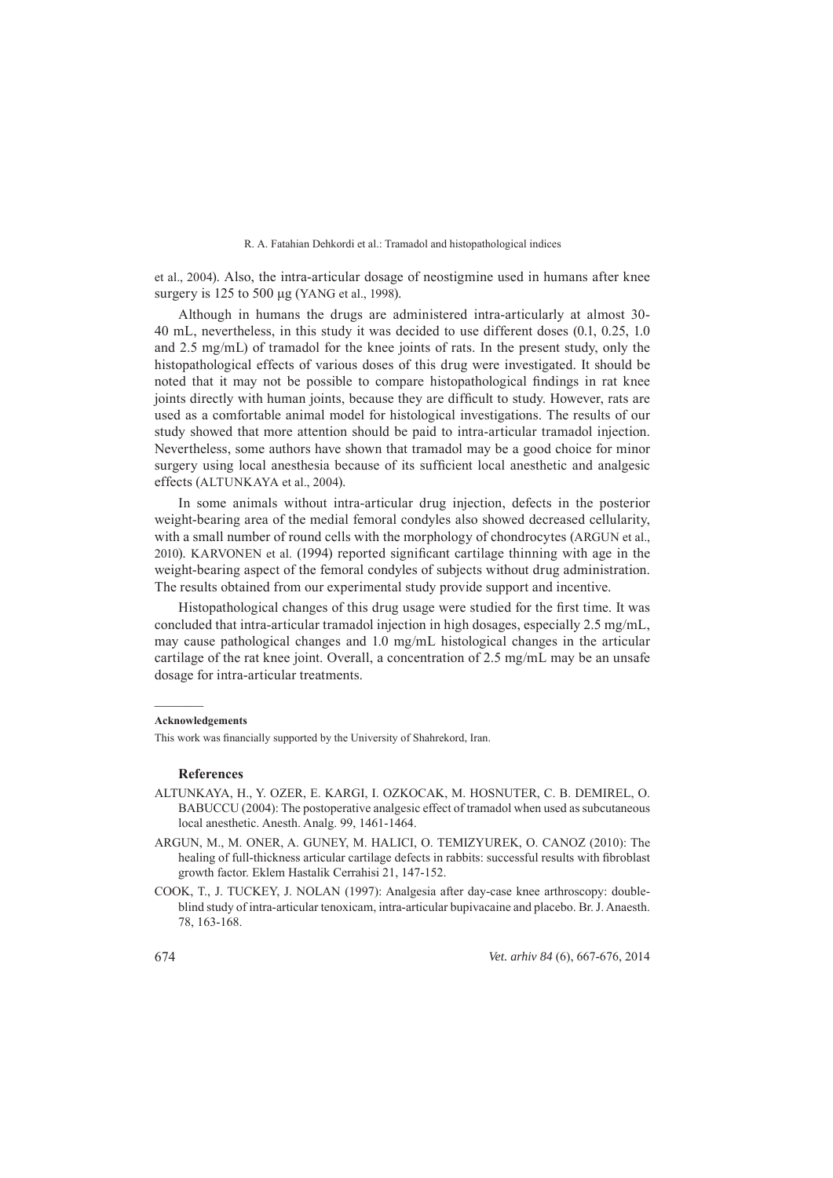et al., 2004). Also, the intra-articular dosage of neostigmine used in humans after knee surgery is 125 to 500 μg (YANG et al., 1998).

Although in humans the drugs are administered intra-articularly at almost 30-40 mL, nevertheless, in this study it was decided to use different doses (0.1, 0.25, 1.0 and 2.5 mg/mL) of tramadol for the knee joints of rats. In the present study, only the histopathological effects of various doses of this drug were investigated. It should be noted that it may not be possible to compare histopathological findings in rat knee joints directly with human joints, because they are difficult to study. However, rats are used as a comfortable animal model for histological investigations. The results of our study showed that more attention should be paid to intra-articular tramadol injection. Nevertheless, some authors have shown that tramadol may be a good choice for minor surgery using local anesthesia because of its sufficient local anesthetic and analgesic effects (ALTUNKAYA et al., 2004).

In some animals without intra-articular drug injection, defects in the posterior weight-bearing area of the medial femoral condyles also showed decreased cellularity, with a small number of round cells with the morphology of chondrocytes (ARGUN et al., 2010). KARVONEN et al. (1994) reported significant cartilage thinning with age in the weight-bearing aspect of the femoral condyles of subjects without drug administration. The results obtained from our experimental study provide support and incentive.

Histopathological changes of this drug usage were studied for the first time. It was concluded that intra-articular tramadol injection in high dosages, especially 2.5 mg/mL, may cause pathological changes and 1.0 mg/mL histological changes in the articular cartilage of the rat knee joint. Overall, a concentration of 2.5 mg/mL may be an unsafe dosage for intra-articular treatments.

**Acknowledgements**

This work was financially supported by the University of Shahrekord, Iran.

## References

ALTUNKAYA, H., Y. OZER, E. KARGI, I. OZKOCAK, M. HOSNUTER, C. B. DEMIREL, O. BABUCCU (2004): The postoperative analgesic effect of tramadol when used as subcutaneous local anesthetic. Anesth. Analg. 99, 1461-1464.

ARGUN, M., M. ONER, A. GUNEY, M. HALICI, O. TEMIZYUREK, O. CANOZ (2010): The healing of full-thickness articular cartilage defects in rabbits: successful results with fibroblast growth factor. Eklem Hastalik Cerrahisi 21, 147-152.

COOK, T., J. TUCKEY, J. NOLAN (1997): Analgesia after day-case knee arthroscopy: double-blind study of intra-articular tenoxicam, intra-articular bupivacaine and placebo. Br. J. Anaesth. 78, 163-168.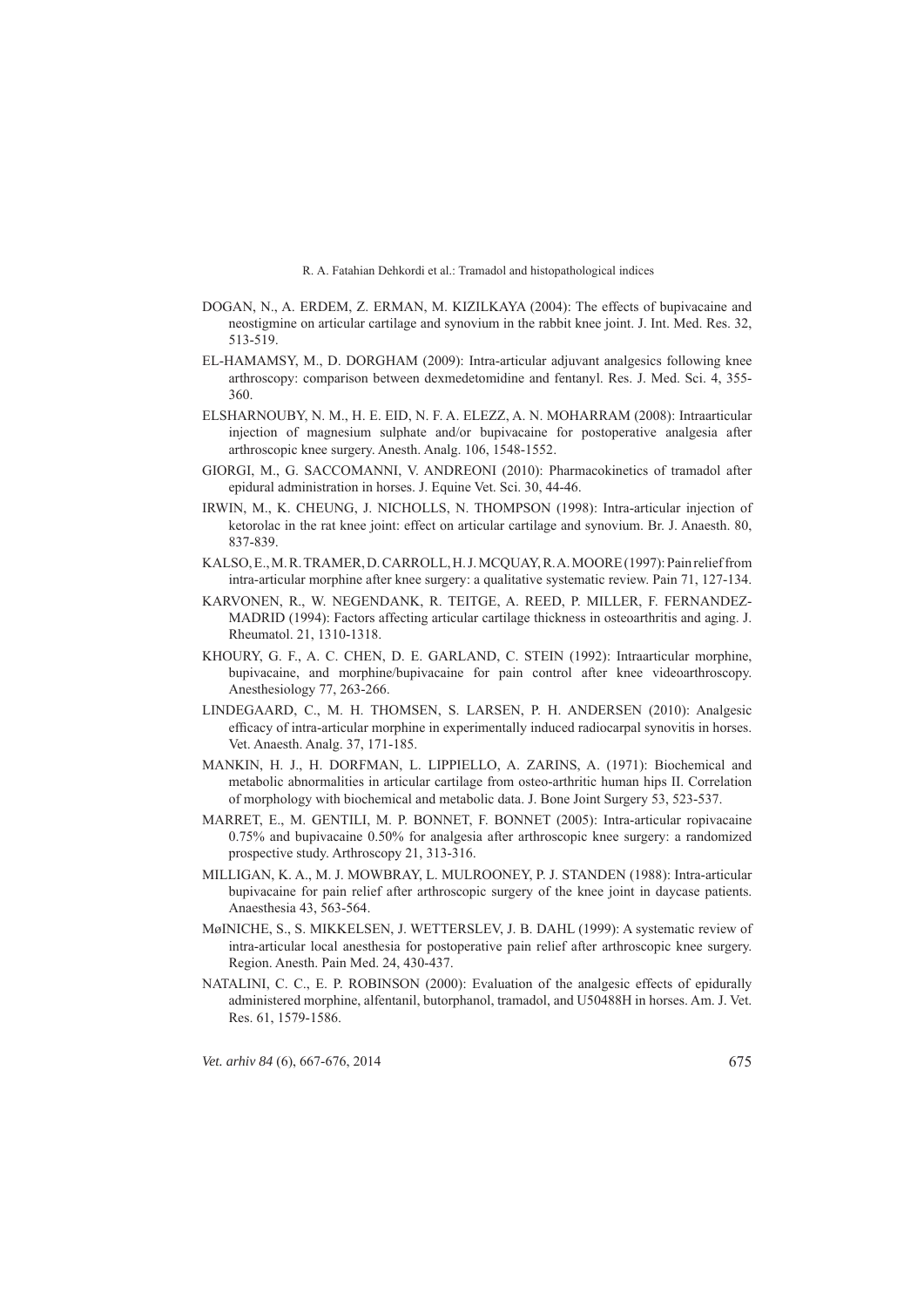DOGAN, N., A. ERDEM, Z. ERMAN, M. KIZILKAYA (2004): The effects of bupivacaine and neostigmine on articular cartilage and synovium in the rabbit knee joint. J. Int. Med. Res. 32, 513-519.

EL-HAMAMSY, M., D. DORGHAM (2009): Intra-articular adjuvant analgesics following knee arthroscopy: comparison between dexmedetomidine and fentanyl. Res. J. Med. Sci. 4, 355-360.

ELSHARNOUBY, N. M., H. E. EID, N. F. A. ELEZZ, A. N. MOHARRAM (2008): Intraarticular injection of magnesium sulphate and/or bupivacaine for postoperative analgesia after arthroscopic knee surgery. Anesth. Analg. 106, 1548-1552.

GIORGI, M., G. SACCOMANNI, V. ANDREONI (2010): Pharmacokinetics of tramadol after epidural administration in horses. J. Equine Vet. Sci. 30, 44-46.

IRWIN, M., K. CHEUNG, J. NICHOLLS, N. THOMPSON (1998): Intra-articular injection of ketorolac in the rat knee joint: effect on articular cartilage and synovium. Br. J. Anaesth. 80, 837-839.

KALSO, E., M. R. TRAMER, D. CARROLL, H. J. MCQUAY, R. A. MOORE (1997): Pain relief from intra-articular morphine after knee surgery: a qualitative systematic review. Pain 71, 127-134.

KARVONEN, R., W. NEGENDANK, R. TEITGE, A. REED, P. MILLER, F. FERNANDEZ-MADRID (1994): Factors affecting articular cartilage thickness in osteoarthritis and aging. J. Rheumatol. 21, 1310-1318.

KHOURY, G. F., A. C. CHEN, D. E. GARLAND, C. STEIN (1992): Intraarticular morphine, bupivacaine, and morphine/bupivacaine for pain control after knee videoarthroscopy. Anesthesiology 77, 263-266.

LINDEGAARD, C., M. H. THOMSEN, S. LARSEN, P. H. ANDERSEN (2010): Analgesic efficacy of intra-articular morphine in experimentally induced radiocarpal synovitis in horses. Vet. Anaesth. Analg. 37, 171-185.

MANKIN, H. J., H. DORFMAN, L. LIPPIELLO, A. ZARINS, A. (1971): Biochemical and metabolic abnormalities in articular cartilage from osteo-arthritic human hips II. Correlation of morphology with biochemical and metabolic data. J. Bone Joint Surgery 53, 523-537.

MARRET, E., M. GENTILI, M. P. BONNET, F. BONNET (2005): Intra-articular ropivacaine 0.75% and bupivacaine 0.50% for analgesia after arthroscopic knee surgery: a randomized prospective study. Arthroscopy 21, 313-316.

MILLIGAN, K. A., M. J. MOWBRAY, L. MULROONEY, P. J. STANDEN (1988): Intra-articular bupivacaine for pain relief after arthroscopic surgery of the knee joint in daycase patients. Anaesthesia 43, 563-564.

MøINICHE, S., S. MIKKELSEN, J. WETTERSLEV, J. B. DAHL (1999): A systematic review of intra-articular local anesthesia for postoperative pain relief after arthroscopic knee surgery. Region. Anesth. Pain Med. 24, 430-437.

NATALINI, C. C., E. P. ROBINSON (2000): Evaluation of the analgesic effects of epidurally administered morphine, alfentanil, butorphanol, tramadol, and U50488H in horses. Am. J. Vet. Res. 61, 1579-1586.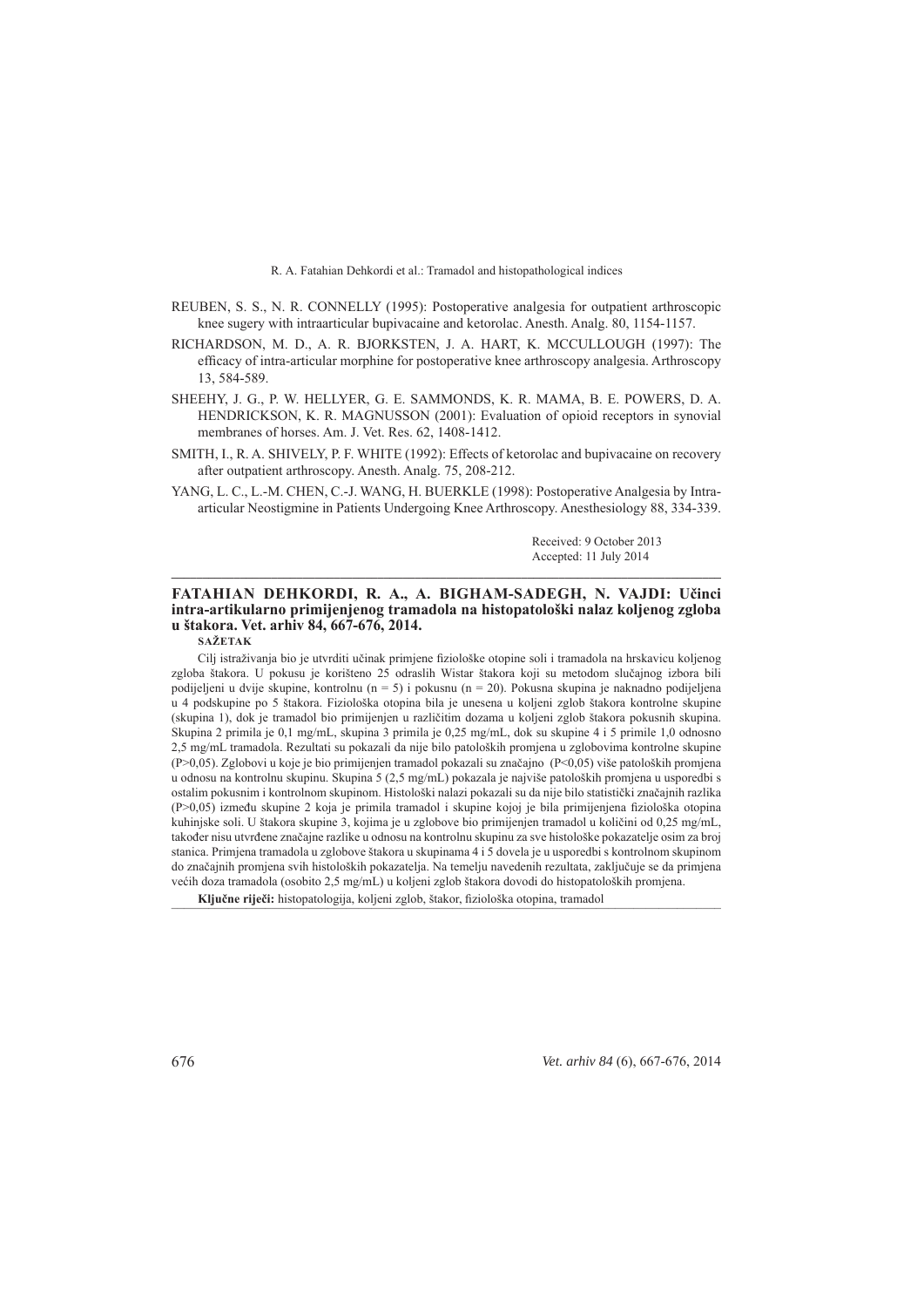REUBEN, S. S., N. R. CONNELLY (1995): Postoperative analgesia for outpatient arthroscopic knee sugery with intraarticular bupivacaine and ketorolac. Anesth. Analg. 80, 1154-1157.

RICHARDSON, M. D., A. R. BJORKSTEN, J. A. HART, K. MCCULLOUGH (1997): The efficacy of intra-articular morphine for postoperative knee arthroscopy analgesia. Arthroscopy 13, 584-589.

SHEEHY, J. G., P. W. HELLYER, G. E. SAMMONDS, K. R. MAMA, B. E. POWERS, D. A. HENDRICKSON, K. R. MAGNUSSON (2001): Evaluation of opioid receptors in synovial membranes of horses. Am. J. Vet. Res. 62, 1408-1412.

SMITH, I., R. A. SHIVELY, P. F. WHITE (1992): Effects of ketorolac and bupivacaine on recovery after outpatient arthroscopy. Anesth. Analg. 75, 208-212.

YANG, L. C., L.-M. CHEN, C.-J. WANG, H. BUERKLE (1998): Postoperative Analgesia by Intra-articular Neostigmine in Patients Undergoing Knee Arthroscopy. Anesthesiology 88, 334-339.

Received: 9 October 2013
Accepted: 11 July 2014

---

**FATAHIAN DEHKORDI, R. A., A. BIGHAM-SADEGH, N. VAJDI: Učinci intra-artikularno primijenjenog tramadola na histopatološki nalaz koljenog zgloba u štakora. Vet. arhiv 84, 667-676, 2014.**

**SAŽETAK**

Cilj istraživanja bio je utvrditi učinak primjene fiziološke otopine soli i tramadola na hrskavicu koljenog zgloba štakora. U pokusu je korišteno 25 odraslih Wistar štakora koji su metodom slučajnog izbora bili podijeljeni u dvije skupine, kontrolnu (n = 5) i pokusnu (n = 20). Pokusna skupina je naknadno podijeljena u 4 podskupine po 5 štakora. Fiziološka otopina bila je unesena u koljeni zglob štakora kontrolne skupine (skupina 1), dok je tramadol bio primijenjen u različitim dozama u koljeni zglob štakora pokusnih skupina. Skupina 2 primila je 0,1 mg/mL, skupina 3 primila je 0,25 mg/mL, dok su skupine 4 i 5 primile 1,0 odnosno 2,5 mg/mL tramadola. Rezultati su pokazali da nije bilo patoloških promjena u zglobovima kontrolne skupine ($P>0,05$). Zglobovi u koje je bio primijenjen tramadol pokazali su značajno ($P<0,05$) više patoloških promjena u odnosu na kontrolnu skupinu. Skupina 5 (2,5 mg/mL) pokazala je najviše patoloških promjena u usporedbi s ostalim pokusnim i kontrolnom skupinom. Histološki nalazi pokazali su da nije bilo statistički značajnih razlika ($P>0,05$) između skupine 2 koja je primila tramadol i skupine kojoj je bila primijenjena fiziološka otopina kuhinjske soli. U štakora skupine 3, kojima je u zglobove bio primijenjen tramadol u količini od 0,25 mg/mL, također nisu utvrđene značajne razlike u odnosu na kontrolnu skupinu za sve histološke pokazatelje osim za broj stanica. Primjena tramadola u zglobove štakora u skupinama 4 i 5 dovela je u usporedbi s kontrolnom skupinom do značajnih promjena svih histoloških pokazatelja. Na temelju navedenih rezultata, zaključuje se da primjena većih doza tramadola (osobito 2,5 mg/mL) u koljeni zglob štakora dovodi do histopatoloških promjena.

**Ključne riječi:** histopatologija, koljeni zglob, štakor, fiziološka otopina, tramadol